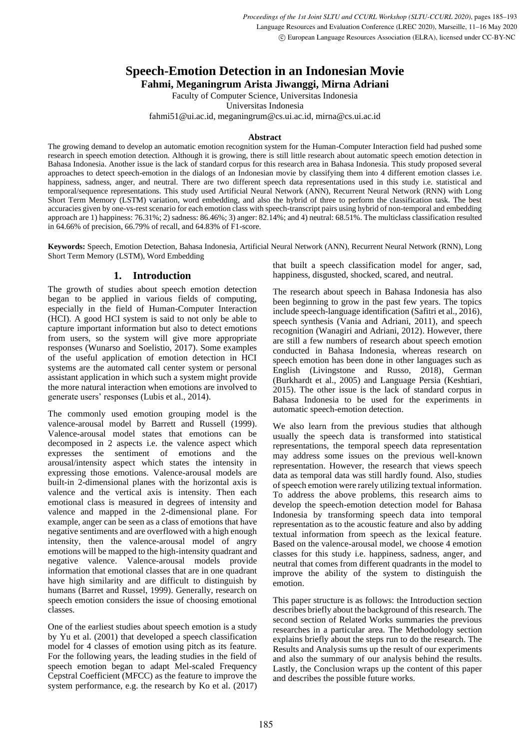# Speech-Emotion Detection in an Indonesian Movie

**Fahmi, Meganingrum Arista Jiwanggi, Mirna Adriani**

Faculty of Computer Science, Universitas Indonesia
Universitas Indonesia
fahmi51@ui.ac.id, meganingrum@cs.ui.ac.id, mirna@cs.ui.ac.id

### Abstract

The growing demand to develop an automatic emotion recognition system for the Human-Computer Interaction field had pushed some research in speech emotion detection. Although it is growing, there is still little research about automatic speech emotion detection in Bahasa Indonesia. Another issue is the lack of standard corpus for this research area in Bahasa Indonesia. This study proposed several approaches to detect speech-emotion in the dialogs of an Indonesian movie by classifying them into 4 different emotion classes i.e. happiness, sadness, anger, and neutral. There are two different speech data representations used in this study i.e. statistical and temporal/sequence representations. This study used Artificial Neural Network (ANN), Recurrent Neural Network (RNN) with Long Short Term Memory (LSTM) variation, word embedding, and also the hybrid of three to perform the classification task. The best accuracies given by one-vs-rest scenario for each emotion class with speech-transcript pairs using hybrid of non-temporal and embedding approach are 1) happiness: 76.31%; 2) sadness: 86.46%; 3) anger: 82.14%; and 4) neutral: 68.51%. The multiclass classification resulted in 64.66% of precision, 66.79% of recall, and 64.83% of F1-score.

**Keywords:** Speech, Emotion Detection, Bahasa Indonesia, Artificial Neural Network (ANN), Recurrent Neural Network (RNN), Long Short Term Memory (LSTM), Word Embedding

## 1. Introduction

The growth of studies about speech emotion detection began to be applied in various fields of computing, especially in the field of Human-Computer Interaction (HCI). A good HCI system is said to not only be able to capture important information but also to detect emotions from users, so the system will give more appropriate responses (Wunarso and Soelistio, 2017). Some examples of the useful application of emotion detection in HCI systems are the automated call center system or personal assistant application in which such a system might provide the more natural interaction when emotions are involved to generate users' responses (Lubis et al., 2014).

The commonly used emotion grouping model is the valence-arousal model by Barrett and Russell (1999). Valence-arousal model states that emotions can be decomposed in 2 aspects i.e. the valence aspect which expresses the sentiment of emotions and the arousal/intensity aspect which states the intensity in expressing those emotions. Valence-arousal models are built-in 2-dimensional planes with the horizontal axis is valence and the vertical axis is intensity. Then each emotional class is measured in degrees of intensity and valence and mapped in the 2-dimensional plane. For example, anger can be seen as a class of emotions that have negative sentiments and are overflowed with a high enough intensity, then the valence-arousal model of angry emotions will be mapped to the high-intensity quadrant and negative valence. Valence-arousal models provide information that emotional classes that are in one quadrant have high similarity and are difficult to distinguish by humans (Barret and Russel, 1999). Generally, research on speech emotion considers the issue of choosing emotional classes.

One of the earliest studies about speech emotion is a study by Yu et al. (2001) that developed a speech classification model for 4 classes of emotion using pitch as its feature. For the following years, the leading studies in the field of speech emotion began to adapt Mel-scaled Frequency Cepstral Coefficient (MFCC) as the feature to improve the system performance, e.g. the research by Ko et al. (2017) that built a speech classification model for anger, sad, happiness, disgusted, shocked, scared, and neutral.

The research about speech in Bahasa Indonesia has also been beginning to grow in the past few years. The topics include speech-language identification (Safitri et al., 2016), speech synthesis (Vania and Adriani, 2011), and speech recognition (Wanagiri and Adriani, 2012). However, there are still a few numbers of research about speech emotion conducted in Bahasa Indonesia, whereas research on speech emotion has been done in other languages such as English (Livingstone and Russo, 2018), German (Burkhardt et al., 2005) and Language Persia (Keshtiari, 2015). The other issue is the lack of standard corpus in Bahasa Indonesia to be used for the experiments in automatic speech-emotion detection.

We also learn from the previous studies that although usually the speech data is transformed into statistical representations, the temporal speech data representation may address some issues on the previous well-known representation. However, the research that views speech data as temporal data was still hardly found. Also, studies of speech emotion were rarely utilizing textual information. To address the above problems, this research aims to develop the speech-emotion detection model for Bahasa Indonesia by transforming speech data into temporal representation as to the acoustic feature and also by adding textual information from speech as the lexical feature. Based on the valence-arousal model, we choose 4 emotion classes for this study i.e. happiness, sadness, anger, and neutral that comes from different quadrants in the model to improve the ability of the system to distinguish the emotion.

This paper structure is as follows: the Introduction section describes briefly about the background of this research. The second section of Related Works summaries the previous researches in a particular area. The Methodology section explains briefly about the steps run to do the research. The Results and Analysis sums up the result of our experiments and also the summary of our analysis behind the results. Lastly, the Conclusion wraps up the content of this paper and describes the possible future works.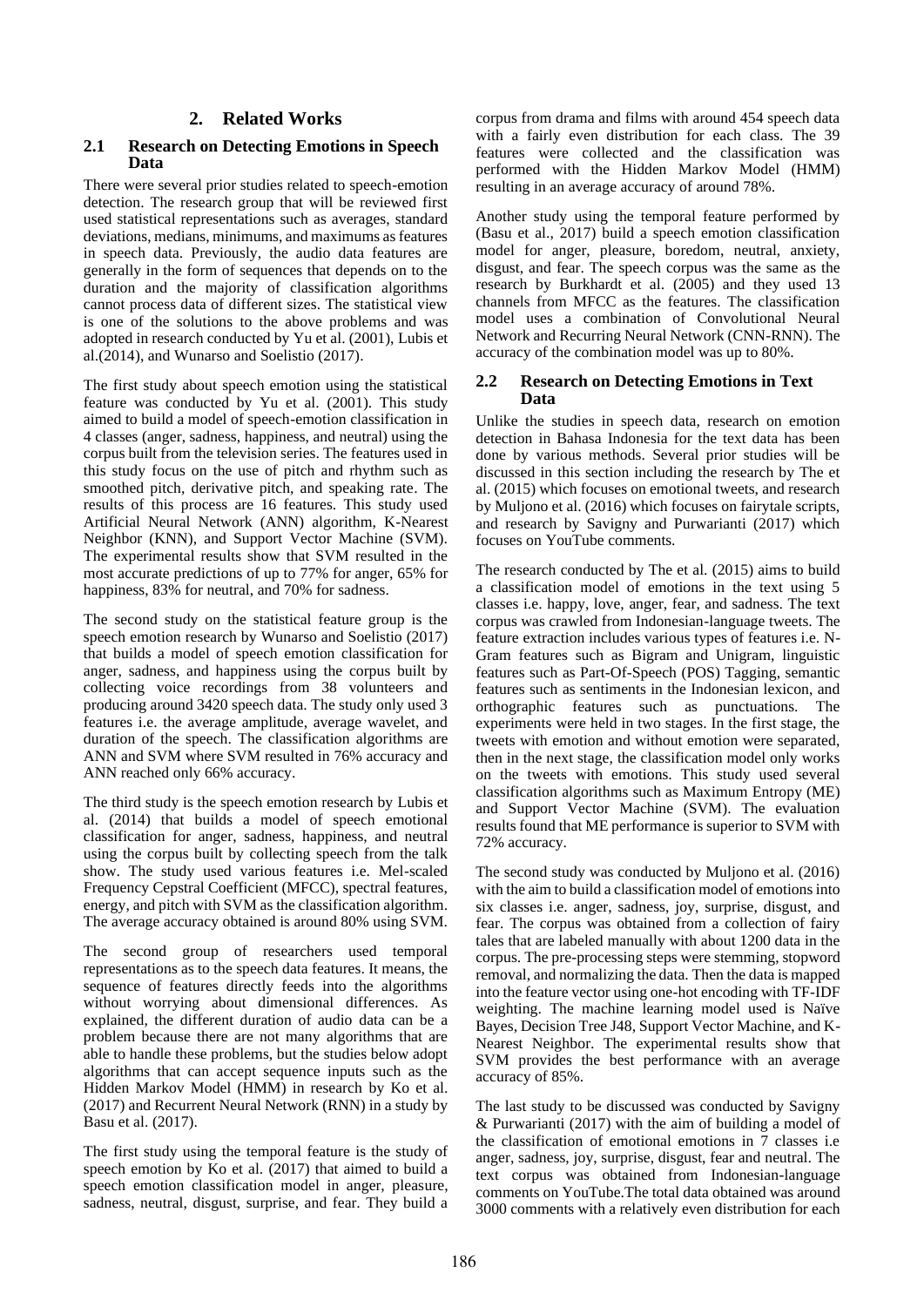## 2. Related Works

### 2.1 Research on Detecting Emotions in Speech Data

There were several prior studies related to speech-emotion detection. The research group that will be reviewed first used statistical representations such as averages, standard deviations, medians, minimums, and maximums as features in speech data. Previously, the audio data features are generally in the form of sequences that depends on to the duration and the majority of classification algorithms cannot process data of different sizes. The statistical view is one of the solutions to the above problems and was adopted in research conducted by Yu et al. (2001), Lubis et al.(2014), and Wunarso and Soelistio (2017).

The first study about speech emotion using the statistical feature was conducted by Yu et al. (2001). This study aimed to build a model of speech-emotion classification in 4 classes (anger, sadness, happiness, and neutral) using the corpus built from the television series. The features used in this study focus on the use of pitch and rhythm such as smoothed pitch, derivative pitch, and speaking rate. The results of this process are 16 features. This study used Artificial Neural Network (ANN) algorithm, K-Nearest Neighbor (KNN), and Support Vector Machine (SVM). The experimental results show that SVM resulted in the most accurate predictions of up to 77% for anger, 65% for happiness, 83% for neutral, and 70% for sadness.

The second study on the statistical feature group is the speech emotion research by Wunarso and Soelistio (2017) that builds a model of speech emotion classification for anger, sadness, and happiness using the corpus built by collecting voice recordings from 38 volunteers and producing around 3420 speech data. The study only used 3 features i.e. the average amplitude, average wavelet, and duration of the speech. The classification algorithms are ANN and SVM where SVM resulted in 76% accuracy and ANN reached only 66% accuracy.

The third study is the speech emotion research by Lubis et al. (2014) that builds a model of speech emotional classification for anger, sadness, happiness, and neutral using the corpus built by collecting speech from the talk show. The study used various features i.e. Mel-scaled Frequency Cepstral Coefficient (MFCC), spectral features, energy, and pitch with SVM as the classification algorithm. The average accuracy obtained is around 80% using SVM.

The second group of researchers used temporal representations as to the speech data features. It means, the sequence of features directly feeds into the algorithms without worrying about dimensional differences. As explained, the different duration of audio data can be a problem because there are not many algorithms that are able to handle these problems, but the studies below adopt algorithms that can accept sequence inputs such as the Hidden Markov Model (HMM) in research by Ko et al. (2017) and Recurrent Neural Network (RNN) in a study by Basu et al. (2017).

The first study using the temporal feature is the study of speech emotion by Ko et al. (2017) that aimed to build a speech emotion classification model in anger, pleasure, sadness, neutral, disgust, surprise, and fear. They build a corpus from drama and films with around 454 speech data with a fairly even distribution for each class. The 39 features were collected and the classification was performed with the Hidden Markov Model (HMM) resulting in an average accuracy of around 78%.

Another study using the temporal feature performed by (Basu et al., 2017) build a speech emotion classification model for anger, pleasure, boredom, neutral, anxiety, disgust, and fear. The speech corpus was the same as the research by Burkhardt et al. (2005) and they used 13 channels from MFCC as the features. The classification model uses a combination of Convolutional Neural Network and Recurring Neural Network (CNN-RNN). The accuracy of the combination model was up to 80%.

### 2.2 Research on Detecting Emotions in Text Data

Unlike the studies in speech data, research on emotion detection in Bahasa Indonesia for the text data has been done by various methods. Several prior studies will be discussed in this section including the research by The et al. (2015) which focuses on emotional tweets, and research by Muljono et al. (2016) which focuses on fairytale scripts, and research by Savigny and Purwarianti (2017) which focuses on YouTube comments.

The research conducted by The et al. (2015) aims to build a classification model of emotions in the text using 5 classes i.e. happy, love, anger, fear, and sadness. The text corpus was crawled from Indonesian-language tweets. The feature extraction includes various types of features i.e. N-Gram features such as Bigram and Unigram, linguistic features such as Part-Of-Speech (POS) Tagging, semantic features such as sentiments in the Indonesian lexicon, and orthographic features such as punctuations. The experiments were held in two stages. In the first stage, the tweets with emotion and without emotion were separated, then in the next stage, the classification model only works on the tweets with emotions. This study used several classification algorithms such as Maximum Entropy (ME) and Support Vector Machine (SVM). The evaluation results found that ME performance is superior to SVM with 72% accuracy.

The second study was conducted by Muljono et al. (2016) with the aim to build a classification model of emotions into six classes i.e. anger, sadness, joy, surprise, disgust, and fear. The corpus was obtained from a collection of fairy tales that are labeled manually with about 1200 data in the corpus. The pre-processing steps were stemming, stopword removal, and normalizing the data. Then the data is mapped into the feature vector using one-hot encoding with TF-IDF weighting. The machine learning model used is Naïve Bayes, Decision Tree J48, Support Vector Machine, and K-Nearest Neighbor. The experimental results show that SVM provides the best performance with an average accuracy of 85%.

The last study to be discussed was conducted by Savigny & Purwarianti (2017) with the aim of building a model of the classification of emotional emotions in 7 classes i.e anger, sadness, joy, surprise, disgust, fear and neutral. The text corpus was obtained from Indonesian-language comments on YouTube.The total data obtained was around 3000 comments with a relatively even distribution for each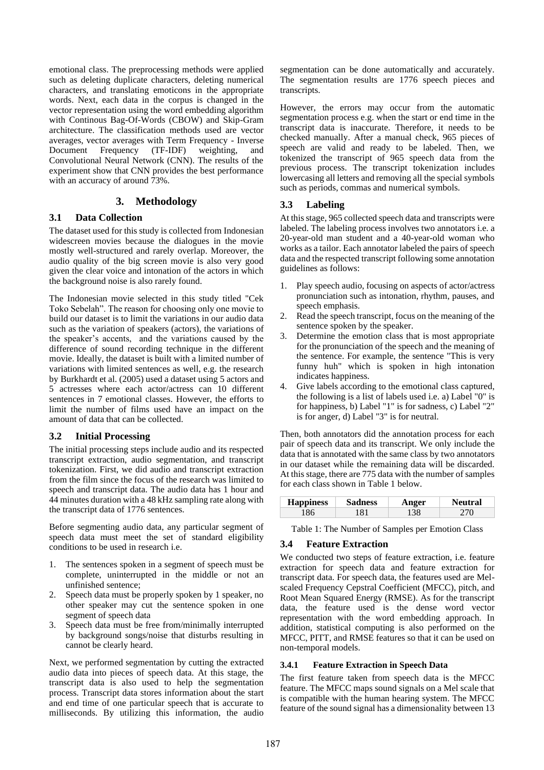emotional class. The preprocessing methods were applied such as deleting duplicate characters, deleting numerical characters, and translating emoticons in the appropriate words. Next, each data in the corpus is changed in the vector representation using the word embedding algorithm with Continous Bag-Of-Words (CBOW) and Skip-Gram architecture. The classification methods used are vector averages, vector averages with Term Frequency - Inverse Document Frequency (TF-IDF) weighting, and Convolutional Neural Network (CNN). The results of the experiment show that CNN provides the best performance with an accuracy of around 73%.

## 3. Methodology

### 3.1 Data Collection

The dataset used for this study is collected from Indonesian widescreen movies because the dialogues in the movie mostly well-structured and rarely overlap. Moreover, the audio quality of the big screen movie is also very good given the clear voice and intonation of the actors in which the background noise is also rarely found.

The Indonesian movie selected in this study titled "Cek Toko Sebelah". The reason for choosing only one movie to build our dataset is to limit the variations in our audio data such as the variation of speakers (actors), the variations of the speaker's accents, and the variations caused by the difference of sound recording technique in the different movie. Ideally, the dataset is built with a limited number of variations with limited sentences as well, e.g. the research by Burkhardt et al. (2005) used a dataset using 5 actors and 5 actresses where each actor/actress can 10 different sentences in 7 emotional classes. However, the efforts to limit the number of films used have an impact on the amount of data that can be collected.

### 3.2 Initial Processing

The initial processing steps include audio and its respected transcript extraction, audio segmentation, and transcript tokenization. First, we did audio and transcript extraction from the film since the focus of the research was limited to speech and transcript data. The audio data has 1 hour and 44 minutes duration with a 48 kHz sampling rate along with the transcript data of 1776 sentences.

Before segmenting audio data, any particular segment of speech data must meet the set of standard eligibility conditions to be used in research i.e.

1. The sentences spoken in a segment of speech must be complete, uninterrupted in the middle or not an unfinished sentence;
2. Speech data must be properly spoken by 1 speaker, no other speaker may cut the sentence spoken in one segment of speech data
3. Speech data must be free from/minimally interrupted by background songs/noise that disturbs resulting in cannot be clearly heard.

Next, we performed segmentation by cutting the extracted audio data into pieces of speech data. At this stage, the transcript data is also used to help the segmentation process. Transcript data stores information about the start and end time of one particular speech that is accurate to milliseconds. By utilizing this information, the audio segmentation can be done automatically and accurately. The segmentation results are 1776 speech pieces and transcripts.

However, the errors may occur from the automatic segmentation process e.g. when the start or end time in the transcript data is inaccurate. Therefore, it needs to be checked manually. After a manual check, 965 pieces of speech are valid and ready to be labeled. Then, we tokenized the transcript of 965 speech data from the previous process. The transcript tokenization includes lowercasing all letters and removing all the special symbols such as periods, commas and numerical symbols.

### 3.3 Labeling

At this stage, 965 collected speech data and transcripts were labeled. The labeling process involves two annotators i.e. a 20-year-old man student and a 40-year-old woman who works as a tailor. Each annotator labeled the pairs of speech data and the respected transcript following some annotation guidelines as follows:

1. Play speech audio, focusing on aspects of actor/actress pronunciation such as intonation, rhythm, pauses, and speech emphasis.
2. Read the speech transcript, focus on the meaning of the sentence spoken by the speaker.
3. Determine the emotion class that is most appropriate for the pronunciation of the speech and the meaning of the sentence. For example, the sentence "This is very funny huh" which is spoken in high intonation indicates happiness.
4. Give labels according to the emotional class captured, the following is a list of labels used i.e. a) Label "0" is for happiness, b) Label "1" is for sadness, c) Label "2" is for anger, d) Label "3" is for neutral.

Then, both annotators did the annotation process for each pair of speech data and its transcript. We only include the data that is annotated with the same class by two annotators in our dataset while the remaining data will be discarded. At this stage, there are 775 data with the number of samples for each class shown in Table 1 below.

| Happiness | Sadness | Anger | Neutral |
|---|---|---|---|
| 186 | 181 | 138 | 270 |

Table 1: The Number of Samples per Emotion Class

### 3.4 Feature Extraction

We conducted two steps of feature extraction, i.e. feature extraction for speech data and feature extraction for transcript data. For speech data, the features used are Mel-scaled Frequency Cepstral Coefficient (MFCC), pitch, and Root Mean Squared Energy (RMSE). As for the transcript data, the feature used is the dense word vector representation with the word embedding approach. In addition, statistical computing is also performed on the MFCC, PITT, and RMSE features so that it can be used on non-temporal models.

#### 3.4.1 Feature Extraction in Speech Data

The first feature taken from speech data is the MFCC feature. The MFCC maps sound signals on a Mel scale that is compatible with the human hearing system. The MFCC feature of the sound signal has a dimensionality between 13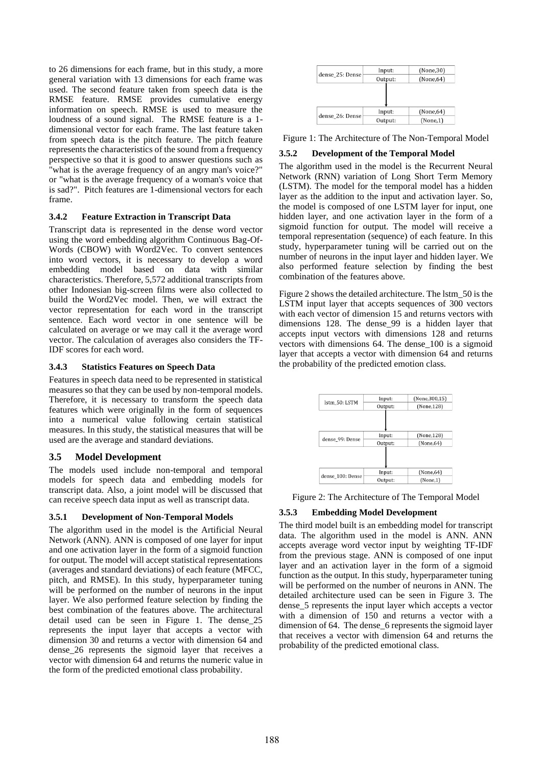to 26 dimensions for each frame, but in this study, a more general variation with 13 dimensions for each frame was used. The second feature taken from speech data is the RMSE feature. RMSE provides cumulative energy information on speech. RMSE is used to measure the loudness of a sound signal. The RMSE feature is a 1-dimensional vector for each frame. The last feature taken from speech data is the pitch feature. The pitch feature represents the characteristics of the sound from a frequency perspective so that it is good to answer questions such as "what is the average frequency of an angry man's voice?" or "what is the average frequency of a woman's voice that is sad?". Pitch features are 1-dimensional vectors for each frame.

### 3.4.2 Feature Extraction in Transcript Data

Transcript data is represented in the dense word vector using the word embedding algorithm Continuous Bag-Of-Words (CBOW) with Word2Vec. To convert sentences into word vectors, it is necessary to develop a word embedding model based on data with similar characteristics. Therefore, 5,572 additional transcripts from other Indonesian big-screen films were also collected to build the Word2Vec model. Then, we will extract the vector representation for each word in the transcript sentence. Each word vector in one sentence will be calculated on average or we may call it the average word vector. The calculation of averages also considers the TF-IDF scores for each word.

### 3.4.3 Statistics Features on Speech Data

Features in speech data need to be represented in statistical measures so that they can be used by non-temporal models. Therefore, it is necessary to transform the speech data features which were originally in the form of sequences into a numerical value following certain statistical measures. In this study, the statistical measures that will be used are the average and standard deviations.

## 3.5 Model Development

The models used include non-temporal and temporal models for speech data and embedding models for transcript data. Also, a joint model will be discussed that can receive speech data input as well as transcript data.

### 3.5.1 Development of Non-Temporal Models

The algorithm used in the model is the Artificial Neural Network (ANN). ANN is composed of one layer for input and one activation layer in the form of a sigmoid function for output. The model will accept statistical representations (averages and standard deviations) of each feature (MFCC, pitch, and RMSE). In this study, hyperparameter tuning will be performed on the number of neurons in the input layer. We also performed feature selection by finding the best combination of the features above. The architectural detail used can be seen in Figure 1. The dense_25 represents the input layer that accepts a vector with dimension 30 and returns a vector with dimension 64 and dense_26 represents the sigmoid layer that receives a vector with dimension 64 and returns the numeric value in the form of the predicted emotional class probability.

| Layer | | Shape |
|---|---|---|
| dense_25: Dense | Input: | (None,30) |
| | Output: | (None,64) |
| dense_26: Dense | Input: | (None,64) |
| | Output: | (None,1) |

Figure 1: The Architecture of The Non-Temporal Model

### 3.5.2 Development of the Temporal Model

The algorithm used in the model is the Recurrent Neural Network (RNN) variation of Long Short Term Memory (LSTM). The model for the temporal model has a hidden layer as the addition to the input and activation layer. So, the model is composed of one LSTM layer for input, one hidden layer, and one activation layer in the form of a sigmoid function for output. The model will receive a temporal representation (sequence) of each feature. In this study, hyperparameter tuning will be carried out on the number of neurons in the input layer and hidden layer. We also performed feature selection by finding the best combination of the features above.

Figure 2 shows the detailed architecture. The lstm_50 is the LSTM input layer that accepts sequences of 300 vectors with each vector of dimension 15 and returns vectors with dimensions 128. The dense_99 is a hidden layer that accepts input vectors with dimensions 128 and returns vectors with dimensions 64. The dense_100 is a sigmoid layer that accepts a vector with dimension 64 and returns the probability of the predicted emotion class.

| Layer | | Shape |
|---|---|---|
| lstm_50: LSTM | Input: | (None,300,15) |
| | Output: | (None,128) |
| dense_99: Dense | Input: | (None,128) |
| | Output: | (None,64) |
| dense_100: Dense | Input: | (None,64) |
| | Output: | (None,1) |

Figure 2: The Architecture of The Temporal Model

### 3.5.3 Embedding Model Development

The third model built is an embedding model for transcript data. The algorithm used in the model is ANN. ANN accepts average word vector input by weighting TF-IDF from the previous stage. ANN is composed of one input layer and an activation layer in the form of a sigmoid function as the output. In this study, hyperparameter tuning will be performed on the number of neurons in ANN. The detailed architecture used can be seen in Figure 3. The dense_5 represents the input layer which accepts a vector with a dimension of 150 and returns a vector with a dimension of 64. The dense_6 represents the sigmoid layer that receives a vector with dimension 64 and returns the probability of the predicted emotional class.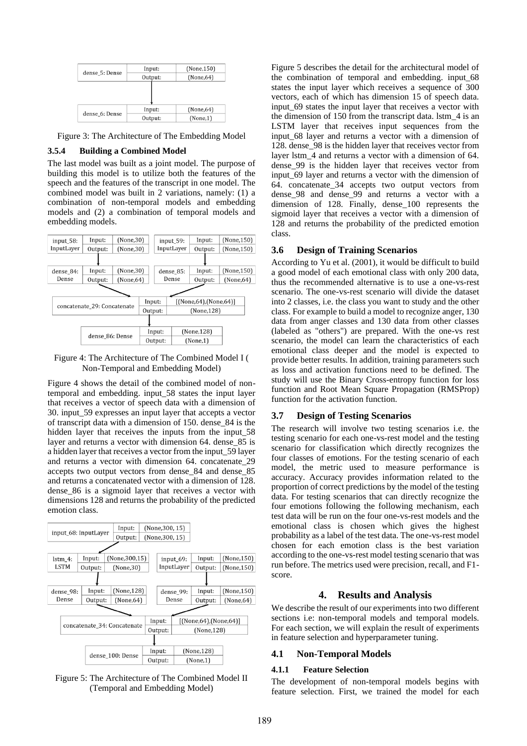| dense_5: Dense | Input: | (None,150) |
|---|---|---|
| | Output: | (None,64) |

| dense_6: Dense | Input: | (None,64) |
|---|---|---|
| | Output: | (None,1) |

Figure 3: The Architecture of The Embedding Model

#### 3.5.4 Building a Combined Model

The last model was built as a joint model. The purpose of building this model is to utilize both the features of the speech and the features of the transcript in one model. The combined model was built in 2 variations, namely: (1) a combination of non-temporal models and embedding models and (2) a combination of temporal models and embedding models.

| input_58: InputLayer | Input: | (None,30) |
|---|---|---|
| | Output: | (None,30) |

| input_59: InputLayer | Input: | (None,150) |
|---|---|---|
| | Output: | (None,150) |

| dense_84: Dense | Input: | (None,30) |
|---|---|---|
| | Output: | (None,64) |

| dense_85: Dense | Input: | (None,150) |
|---|---|---|
| | Output: | (None,64) |

| concatenate_29: Concatenate | Input: | [(None,64),(None,64)] |
|---|---|---|
| | Output: | (None,128) |

| dense_86: Dense | Input: | (None,128) |
|---|---|---|
| | Output: | (None,1) |

Figure 4: The Architecture of The Combined Model I ( Non-Temporal and Embedding Model)

Figure 4 shows the detail of the combined model of non-temporal and embedding. input_58 states the input layer that receives a vector of speech data with a dimension of 30. input_59 expresses an input layer that accepts a vector of transcript data with a dimension of 150. dense_84 is the hidden layer that receives the inputs from the input_58 layer and returns a vector with dimension 64. dense_85 is a hidden layer that receives a vector from the input_59 layer and returns a vector with dimension 64. concatenate_29 accepts two output vectors from dense_84 and dense_85 and returns a concatenated vector with a dimension of 128. dense_86 is a sigmoid layer that receives a vector with dimensions 128 and returns the probability of the predicted emotion class.

| input_68: InputLayer | Input: | (None,300, 15) |
|---|---|---|
| | Output: | (None,300, 15) |

| lstm_4: LSTM | Input: | (None,300,15) |
|---|---|---|
| | Output: | (None,30) |

| input_69: InputLayer | Input: | (None,150) |
|---|---|---|
| | Output: | (None,150) |

| dense_98: Dense | Input: | (None,128) |
|---|---|---|
| | Output: | (None,64) |

| dense_99: Dense | Input: | (None,150) |
|---|---|---|
| | Output: | (None,64) |

| concatenate_34: Concatenate | Input: | [(None,64),(None,64)] |
|---|---|---|
| | Output: | (None,128) |

| dense_100: Dense | Input: | (None,128) |
|---|---|---|
| | Output: | (None,1) |

Figure 5: The Architecture of The Combined Model II (Temporal and Embedding Model)

Figure 5 describes the detail for the architectural model of the combination of temporal and embedding. input_68 states the input layer which receives a sequence of 300 vectors, each of which has dimension 15 of speech data. input_69 states the input layer that receives a vector with the dimension of 150 from the transcript data. lstm_4 is an LSTM layer that receives input sequences from the input_68 layer and returns a vector with a dimension of 128. dense_98 is the hidden layer that receives vector from layer lstm_4 and returns a vector with a dimension of 64. dense_99 is the hidden layer that receives vector from input_69 layer and returns a vector with the dimension of 64. concatenate_34 accepts two output vectors from dense_98 and dense_99 and returns a vector with a dimension of 128. Finally, dense_100 represents the sigmoid layer that receives a vector with a dimension of 128 and returns the probability of the predicted emotion class.

### 3.6 Design of Training Scenarios

According to Yu et al. (2001), it would be difficult to build a good model of each emotional class with only 200 data, thus the recommended alternative is to use a one-vs-rest scenario. The one-vs-rest scenario will divide the dataset into 2 classes, i.e. the class you want to study and the other class. For example to build a model to recognize anger, 130 data from anger classes and 130 data from other classes (labeled as "others") are prepared. With the one-vs rest scenario, the model can learn the characteristics of each emotional class deeper and the model is expected to provide better results. In addition, training parameters such as loss and activation functions need to be defined. The study will use the Binary Cross-entropy function for loss function and Root Mean Square Propagation (RMSProp) function for the activation function.

### 3.7 Design of Testing Scenarios

The research will involve two testing scenarios i.e. the testing scenario for each one-vs-rest model and the testing scenario for classification which directly recognizes the four classes of emotions. For the testing scenario of each model, the metric used to measure performance is accuracy. Accuracy provides information related to the proportion of correct predictions by the model of the testing data. For testing scenarios that can directly recognize the four emotions following the following mechanism, each test data will be run on the four one-vs-rest models and the emotional class is chosen which gives the highest probability as a label of the test data. The one-vs-rest model chosen for each emotion class is the best variation according to the one-vs-rest model testing scenario that was run before. The metrics used were precision, recall, and F1-score.

## 4. Results and Analysis

We describe the result of our experiments into two different sections i.e: non-temporal models and temporal models. For each section, we will explain the result of experiments in feature selection and hyperparameter tuning.

### 4.1 Non-Temporal Models

#### 4.1.1 Feature Selection

The development of non-temporal models begins with feature selection. First, we trained the model for each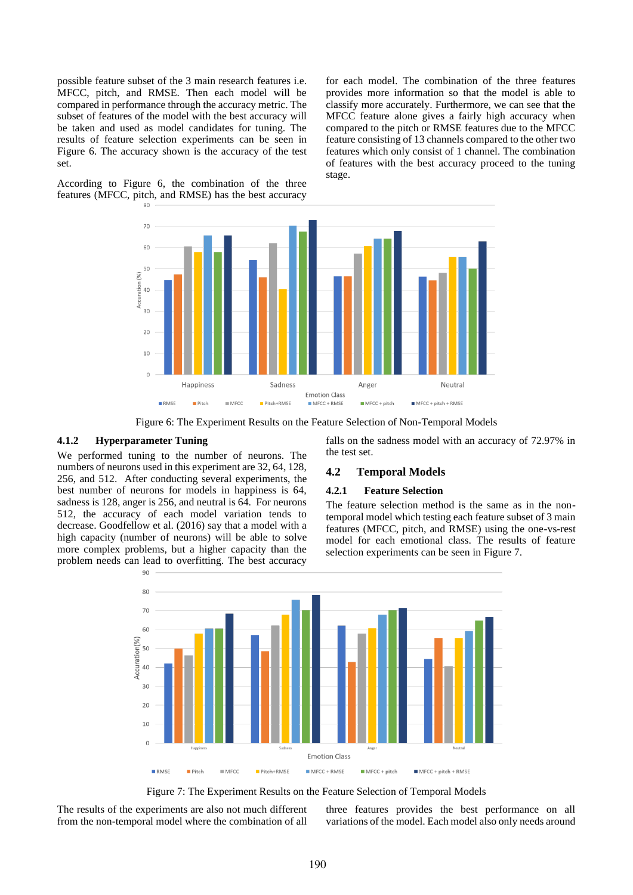possible feature subset of the 3 main research features i.e. MFCC, pitch, and RMSE. Then each model will be compared in performance through the accuracy metric. The subset of features of the model with the best accuracy will be taken and used as model candidates for tuning. The results of feature selection experiments can be seen in Figure 6. The accuracy shown is the accuracy of the test set.

According to Figure 6, the combination of the three features (MFCC, pitch, and RMSE) has the best accuracy for each model. The combination of the three features provides more information so that the model is able to classify more accurately. Furthermore, we can see that the MFCC feature alone gives a fairly high accuracy when compared to the pitch or RMSE features due to the MFCC feature consisting of 13 channels compared to the other two features which only consist of 1 channel. The combination of features with the best accuracy proceed to the tuning stage.

Figure 6: The Experiment Results on the Feature Selection of Non-Temporal Models

### 4.1.2 Hyperparameter Tuning

We performed tuning to the number of neurons. The numbers of neurons used in this experiment are 32, 64, 128, 256, and 512. After conducting several experiments, the best number of neurons for models in happiness is 64, sadness is 128, anger is 256, and neutral is 64. For neurons 512, the accuracy of each model variation tends to decrease. Goodfellow et al. (2016) say that a model with a high capacity (number of neurons) will be able to solve more complex problems, but a higher capacity than the problem needs can lead to overfitting. The best accuracy falls on the sadness model with an accuracy of 72.97% in the test set.

## 4.2 Temporal Models

### 4.2.1 Feature Selection

The feature selection method is the same as in the non-temporal model which testing each feature subset of 3 main features (MFCC, pitch, and RMSE) using the one-vs-rest model for each emotional class. The results of feature selection experiments can be seen in Figure 7.

Figure 7: The Experiment Results on the Feature Selection of Temporal Models

The results of the experiments are also not much different from the non-temporal model where the combination of all three features provides the best performance on all variations of the model. Each model also only needs around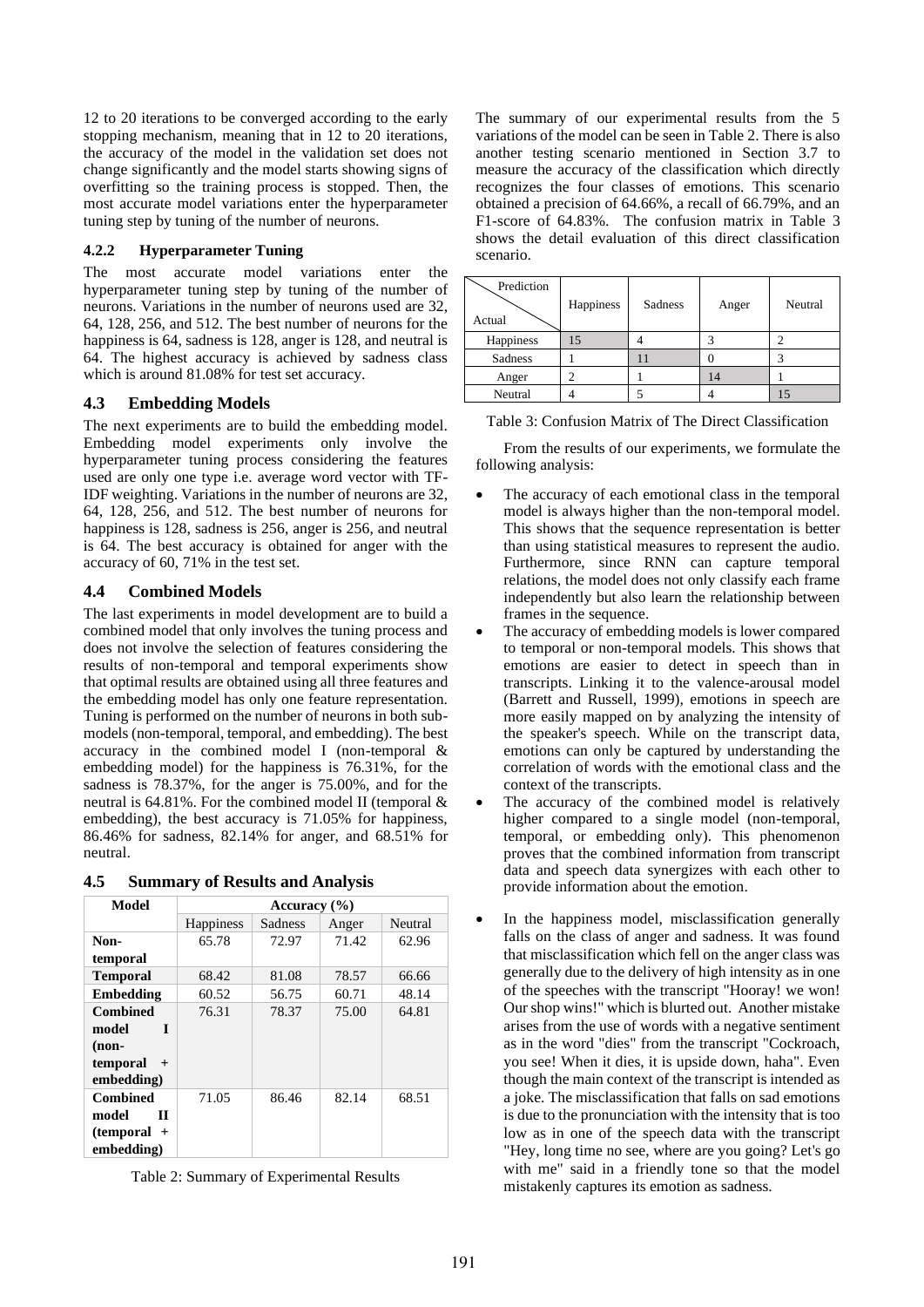12 to 20 iterations to be converged according to the early stopping mechanism, meaning that in 12 to 20 iterations, the accuracy of the model in the validation set does not change significantly and the model starts showing signs of overfitting so the training process is stopped. Then, the most accurate model variations enter the hyperparameter tuning step by tuning of the number of neurons.

#### 4.2.2 Hyperparameter Tuning

The most accurate model variations enter the hyperparameter tuning step by tuning of the number of neurons. Variations in the number of neurons used are 32, 64, 128, 256, and 512. The best number of neurons for the happiness is 64, sadness is 128, anger is 128, and neutral is 64. The highest accuracy is achieved by sadness class which is around 81.08% for test set accuracy.

### 4.3 Embedding Models

The next experiments are to build the embedding model. Embedding model experiments only involve the hyperparameter tuning process considering the features used are only one type i.e. average word vector with TF-IDF weighting. Variations in the number of neurons are 32, 64, 128, 256, and 512. The best number of neurons for happiness is 128, sadness is 256, anger is 256, and neutral is 64. The best accuracy is obtained for anger with the accuracy of 60, 71% in the test set.

### 4.4 Combined Models

The last experiments in model development are to build a combined model that only involves the tuning process and does not involve the selection of features considering the results of non-temporal and temporal experiments show that optimal results are obtained using all three features and the embedding model has only one feature representation. Tuning is performed on the number of neurons in both sub-models (non-temporal, temporal, and embedding). The best accuracy in the combined model I (non-temporal & embedding model) for the happiness is 76.31%, for the sadness is 78.37%, for the anger is 75.00%, and for the neutral is 64.81%. For the combined model II (temporal & embedding), the best accuracy is 71.05% for happiness, 86.46% for sadness, 82.14% for anger, and 68.51% for neutral.

### 4.5 Summary of Results and Analysis

| Model | Accuracy (%) | | | |
|---|---|---|---|---|
| | Happiness | Sadness | Anger | Neutral |
| **Non-temporal** | 65.78 | 72.97 | 71.42 | 62.96 |
| **Temporal** | 68.42 | 81.08 | 78.57 | 66.66 |
| **Embedding** | 60.52 | 56.75 | 60.71 | 48.14 |
| **Combined model I (non-temporal + embedding)** | 76.31 | 78.37 | 75.00 | 64.81 |
| **Combined model II (temporal + embedding)** | 71.05 | 86.46 | 82.14 | 68.51 |

Table 2: Summary of Experimental Results

The summary of our experimental results from the 5 variations of the model can be seen in Table 2. There is also another testing scenario mentioned in Section 3.7 to measure the accuracy of the classification which directly recognizes the four classes of emotions. This scenario obtained a precision of 64.66%, a recall of 66.79%, and an F1-score of 64.83%. The confusion matrix in Table 3 shows the detail evaluation of this direct classification scenario.

| Actual \ Prediction | Happiness | Sadness | Anger | Neutral |
|---|---|---|---|---|
| Happiness | 15 | 4 | 3 | 2 |
| Sadness | 1 | 11 | 0 | 3 |
| Anger | 2 | 1 | 14 | 1 |
| Neutral | 4 | 5 | 4 | 15 |

Table 3: Confusion Matrix of The Direct Classification

From the results of our experiments, we formulate the following analysis:

- The accuracy of each emotional class in the temporal model is always higher than the non-temporal model. This shows that the sequence representation is better than using statistical measures to represent the audio. Furthermore, since RNN can capture temporal relations, the model does not only classify each frame independently but also learn the relationship between frames in the sequence.
- The accuracy of embedding models is lower compared to temporal or non-temporal models. This shows that emotions are easier to detect in speech than in transcripts. Linking it to the valence-arousal model (Barrett and Russell, 1999), emotions in speech are more easily mapped on by analyzing the intensity of the speaker's speech. While on the transcript data, emotions can only be captured by understanding the correlation of words with the emotional class and the context of the transcripts.
- The accuracy of the combined model is relatively higher compared to a single model (non-temporal, temporal, or embedding only). This phenomenon proves that the combined information from transcript data and speech data synergizes with each other to provide information about the emotion.
- In the happiness model, misclassification generally falls on the class of anger and sadness. It was found that misclassification which fell on the anger class was generally due to the delivery of high intensity as in one of the speeches with the transcript "Hooray! we won! Our shop wins!" which is blurted out. Another mistake arises from the use of words with a negative sentiment as in the word "dies" from the transcript "Cockroach, you see! When it dies, it is upside down, haha". Even though the main context of the transcript is intended as a joke. The misclassification that falls on sad emotions is due to the pronunciation with the intensity that is too low as in one of the speech data with the transcript "Hey, long time no see, where are you going? Let's go with me" said in a friendly tone so that the model mistakenly captures its emotion as sadness.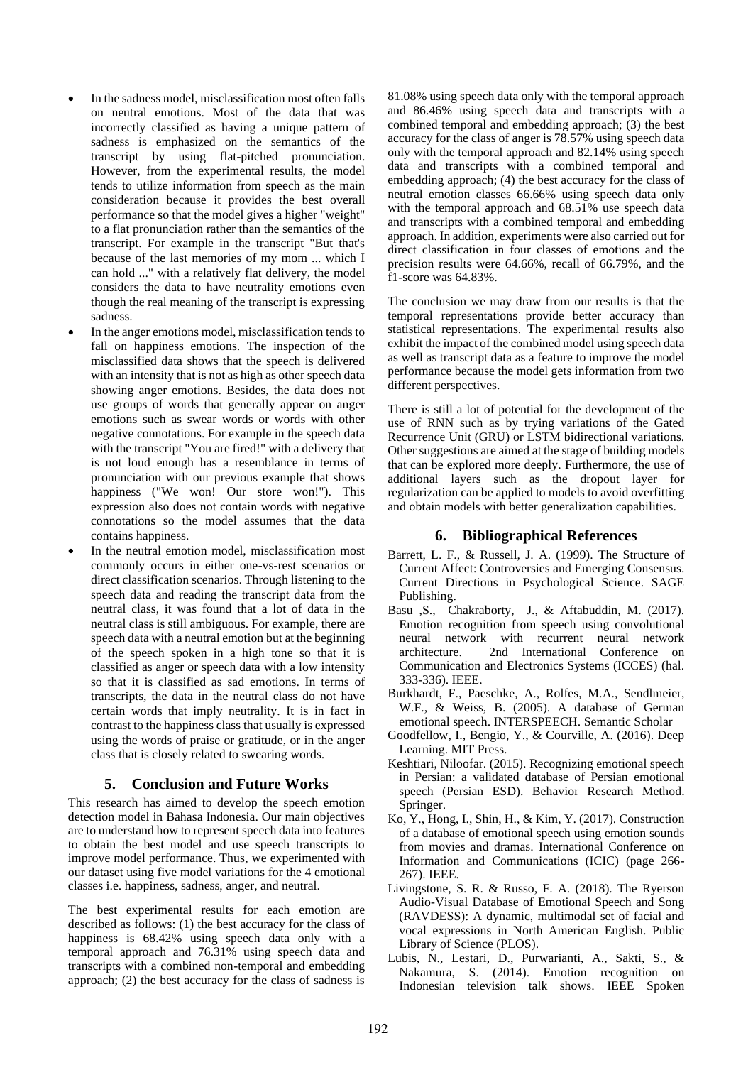- In the sadness model, misclassification most often falls on neutral emotions. Most of the data that was incorrectly classified as having a unique pattern of sadness is emphasized on the semantics of the transcript by using flat-pitched pronunciation. However, from the experimental results, the model tends to utilize information from speech as the main consideration because it provides the best overall performance so that the model gives a higher "weight" to a flat pronunciation rather than the semantics of the transcript. For example in the transcript "But that's because of the last memories of my mom ... which I can hold ..." with a relatively flat delivery, the model considers the data to have neutrality emotions even though the real meaning of the transcript is expressing sadness.
- In the anger emotions model, misclassification tends to fall on happiness emotions. The inspection of the misclassified data shows that the speech is delivered with an intensity that is not as high as other speech data showing anger emotions. Besides, the data does not use groups of words that generally appear on anger emotions such as swear words or words with other negative connotations. For example in the speech data with the transcript "You are fired!" with a delivery that is not loud enough has a resemblance in terms of pronunciation with our previous example that shows happiness ("We won! Our store won!"). This expression also does not contain words with negative connotations so the model assumes that the data contains happiness.
- In the neutral emotion model, misclassification most commonly occurs in either one-vs-rest scenarios or direct classification scenarios. Through listening to the speech data and reading the transcript data from the neutral class, it was found that a lot of data in the neutral class is still ambiguous. For example, there are speech data with a neutral emotion but at the beginning of the speech spoken in a high tone so that it is classified as anger or speech data with a low intensity so that it is classified as sad emotions. In terms of transcripts, the data in the neutral class do not have certain words that imply neutrality. It is in fact in contrast to the happiness class that usually is expressed using the words of praise or gratitude, or in the anger class that is closely related to swearing words.

## 5. Conclusion and Future Works

This research has aimed to develop the speech emotion detection model in Bahasa Indonesia. Our main objectives are to understand how to represent speech data into features to obtain the best model and use speech transcripts to improve model performance. Thus, we experimented with our dataset using five model variations for the 4 emotional classes i.e. happiness, sadness, anger, and neutral.

The best experimental results for each emotion are described as follows: (1) the best accuracy for the class of happiness is 68.42% using speech data only with a temporal approach and 76.31% using speech data and transcripts with a combined non-temporal and embedding approach; (2) the best accuracy for the class of sadness is 81.08% using speech data only with the temporal approach and 86.46% using speech data and transcripts with a combined temporal and embedding approach; (3) the best accuracy for the class of anger is 78.57% using speech data only with the temporal approach and 82.14% using speech data and transcripts with a combined temporal and embedding approach; (4) the best accuracy for the class of neutral emotion classes 66.66% using speech data only with the temporal approach and 68.51% use speech data and transcripts with a combined temporal and embedding approach. In addition, experiments were also carried out for direct classification in four classes of emotions and the precision results were 64.66%, recall of 66.79%, and the f1-score was 64.83%.

The conclusion we may draw from our results is that the temporal representations provide better accuracy than statistical representations. The experimental results also exhibit the impact of the combined model using speech data as well as transcript data as a feature to improve the model performance because the model gets information from two different perspectives.

There is still a lot of potential for the development of the use of RNN such as by trying variations of the Gated Recurrence Unit (GRU) or LSTM bidirectional variations. Other suggestions are aimed at the stage of building models that can be explored more deeply. Furthermore, the use of additional layers such as the dropout layer for regularization can be applied to models to avoid overfitting and obtain models with better generalization capabilities.

## 6. Bibliographical References

Barrett, L. F., & Russell, J. A. (1999). The Structure of Current Affect: Controversies and Emerging Consensus. Current Directions in Psychological Science. SAGE Publishing.

Basu ,S., Chakraborty, J., & Aftabuddin, M. (2017). Emotion recognition from speech using convolutional neural network with recurrent neural network architecture. 2nd International Conference on Communication and Electronics Systems (ICCES) (hal. 333-336). IEEE.

Burkhardt, F., Paeschke, A., Rolfes, M.A., Sendlmeier, W.F., & Weiss, B. (2005). A database of German emotional speech. INTERSPEECH. Semantic Scholar

Goodfellow, I., Bengio, Y., & Courville, A. (2016). Deep Learning. MIT Press.

Keshtiari, Niloofar. (2015). Recognizing emotional speech in Persian: a validated database of Persian emotional speech (Persian ESD). Behavior Research Method. Springer.

Ko, Y., Hong, I., Shin, H., & Kim, Y. (2017). Construction of a database of emotional speech using emotion sounds from movies and dramas. International Conference on Information and Communications (ICIC) (page 266-267). IEEE.

Livingstone, S. R. & Russo, F. A. (2018). The Ryerson Audio-Visual Database of Emotional Speech and Song (RAVDESS): A dynamic, multimodal set of facial and vocal expressions in North American English. Public Library of Science (PLOS).

Lubis, N., Lestari, D., Purwarianti, A., Sakti, S., & Nakamura, S. (2014). Emotion recognition on Indonesian television talk shows. IEEE Spoken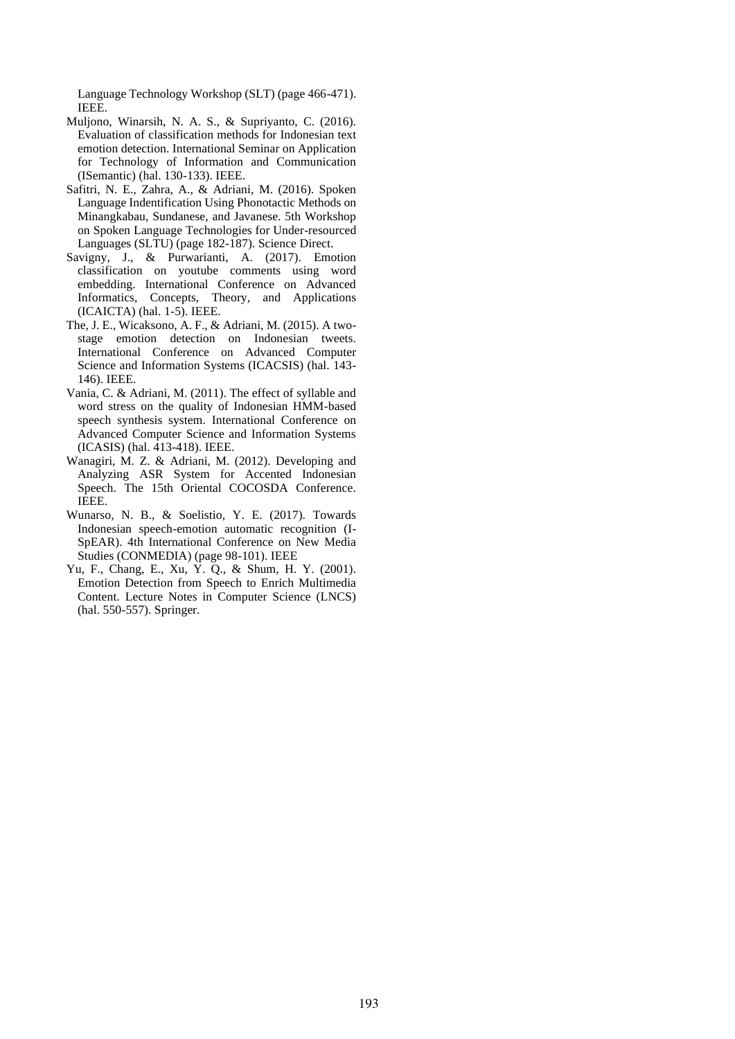Language Technology Workshop (SLT) (page 466-471). IEEE.

Muljono, Winarsih, N. A. S., & Supriyanto, C. (2016). Evaluation of classification methods for Indonesian text emotion detection. International Seminar on Application for Technology of Information and Communication (ISemantic) (hal. 130-133). IEEE.

Safitri, N. E., Zahra, A., & Adriani, M. (2016). Spoken Language Indentification Using Phonotactic Methods on Minangkabau, Sundanese, and Javanese. 5th Workshop on Spoken Language Technologies for Under-resourced Languages (SLTU) (page 182-187). Science Direct.

Savigny, J., & Purwarianti, A. (2017). Emotion classification on youtube comments using word embedding. International Conference on Advanced Informatics, Concepts, Theory, and Applications (ICAICTA) (hal. 1-5). IEEE.

The, J. E., Wicaksono, A. F., & Adriani, M. (2015). A two-stage emotion detection on Indonesian tweets. International Conference on Advanced Computer Science and Information Systems (ICACSIS) (hal. 143-146). IEEE.

Vania, C. & Adriani, M. (2011). The effect of syllable and word stress on the quality of Indonesian HMM-based speech synthesis system. International Conference on Advanced Computer Science and Information Systems (ICASIS) (hal. 413-418). IEEE.

Wanagiri, M. Z. & Adriani, M. (2012). Developing and Analyzing ASR System for Accented Indonesian Speech. The 15th Oriental COCOSDA Conference. IEEE.

Wunarso, N. B., & Soelistio, Y. E. (2017). Towards Indonesian speech-emotion automatic recognition (I-SpEAR). 4th International Conference on New Media Studies (CONMEDIA) (page 98-101). IEEE

Yu, F., Chang, E., Xu, Y. Q., & Shum, H. Y. (2001). Emotion Detection from Speech to Enrich Multimedia Content. Lecture Notes in Computer Science (LNCS) (hal. 550-557). Springer.